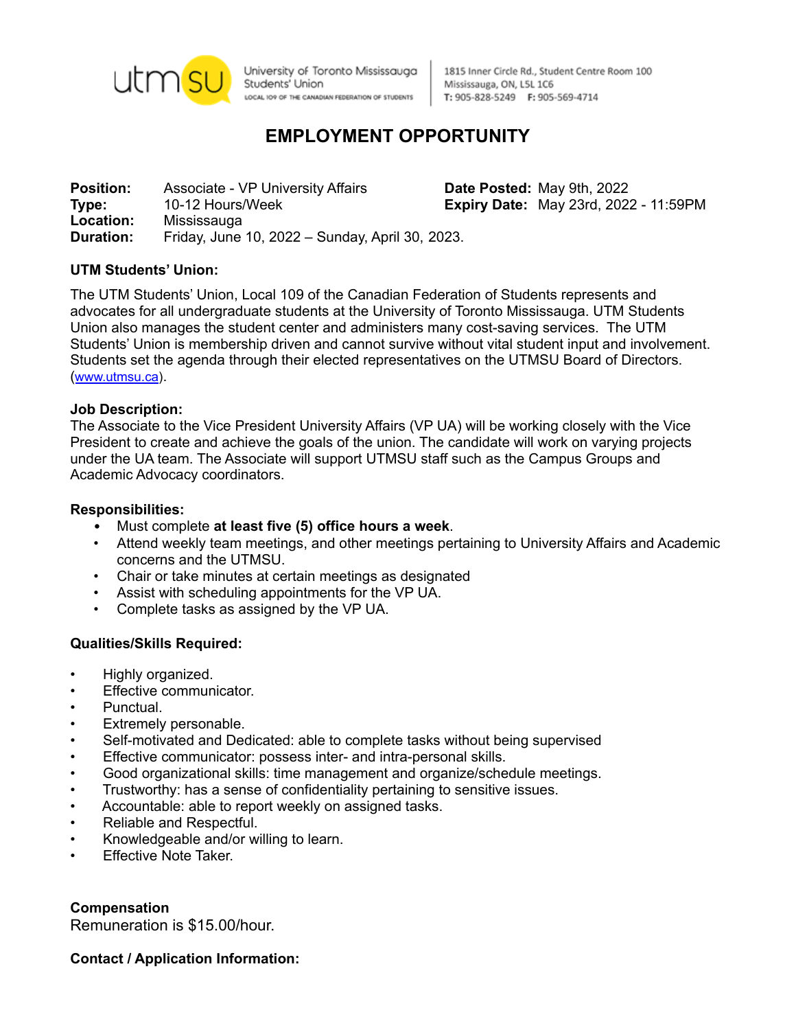University of Toronto Mississauga Students' Union
LOCAL 109 OF THE CANADIAN FEDERATION OF STUDENTS

1815 Inner Circle Rd., Student Centre Room 100
Mississauga, ON, L5L 1C6
T: 905-828-5249 F: 905-569-4714

# EMPLOYMENT OPPORTUNITY

**Position:** Associate - VP University Affairs
**Type:** 10-12 Hours/Week
**Location:** Mississauga
**Duration:** Friday, June 10, 2022 – Sunday, April 30, 2023.

**Date Posted:** May 9th, 2022
**Expiry Date:** May 23rd, 2022 - 11:59PM

**UTM Students' Union:**

The UTM Students' Union, Local 109 of the Canadian Federation of Students represents and advocates for all undergraduate students at the University of Toronto Mississauga. UTM Students Union also manages the student center and administers many cost-saving services. The UTM Students' Union is membership driven and cannot survive without vital student input and involvement. Students set the agenda through their elected representatives on the UTMSU Board of Directors. (www.utmsu.ca).

**Job Description:**
The Associate to the Vice President University Affairs (VP UA) will be working closely with the Vice President to create and achieve the goals of the union. The candidate will work on varying projects under the UA team. The Associate will support UTMSU staff such as the Campus Groups and Academic Advocacy coordinators.

**Responsibilities:**
- Must complete **at least five (5) office hours a week**.
- Attend weekly team meetings, and other meetings pertaining to University Affairs and Academic concerns and the UTMSU.
- Chair or take minutes at certain meetings as designated
- Assist with scheduling appointments for the VP UA.
- Complete tasks as assigned by the VP UA.

**Qualities/Skills Required:**

- Highly organized.
- Effective communicator.
- Punctual.
- Extremely personable.
- Self-motivated and Dedicated: able to complete tasks without being supervised
- Effective communicator: possess inter- and intra-personal skills.
- Good organizational skills: time management and organize/schedule meetings.
- Trustworthy: has a sense of confidentiality pertaining to sensitive issues.
- Accountable: able to report weekly on assigned tasks.
- Reliable and Respectful.
- Knowledgeable and/or willing to learn.
- Effective Note Taker.

**Compensation**
Remuneration is $15.00/hour.

**Contact / Application Information:**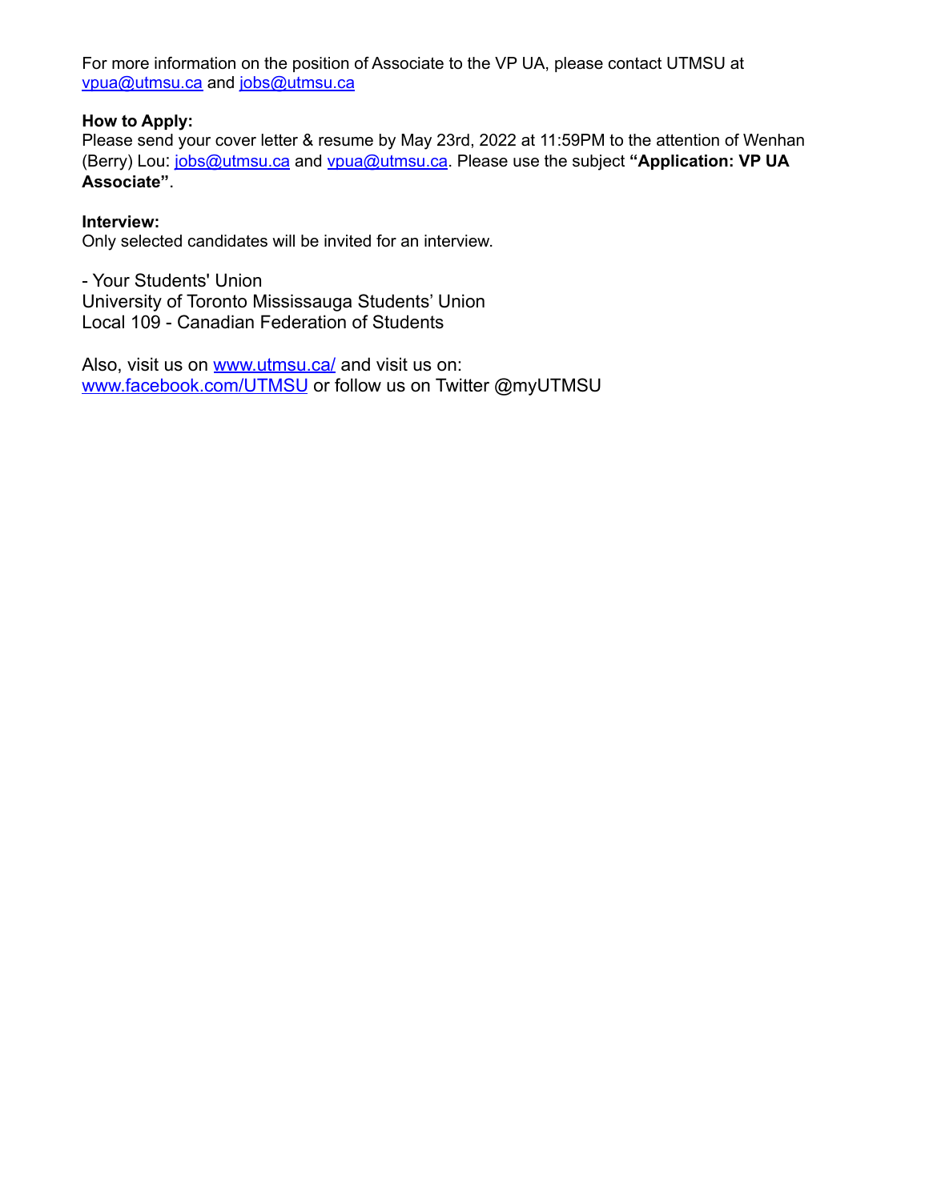For more information on the position of Associate to the VP UA, please contact UTMSU at vpua@utmsu.ca and jobs@utmsu.ca

**How to Apply:**
Please send your cover letter & resume by May 23rd, 2022 at 11:59PM to the attention of Wenhan (Berry) Lou: jobs@utmsu.ca and vpua@utmsu.ca. Please use the subject **"Application: VP UA Associate"**.

**Interview:**
Only selected candidates will be invited for an interview.

- Your Students' Union

University of Toronto Mississauga Students' Union
Local 109 - Canadian Federation of Students

Also, visit us on www.utmsu.ca/ and visit us on:
www.facebook.com/UTMSU or follow us on Twitter @myUTMSU